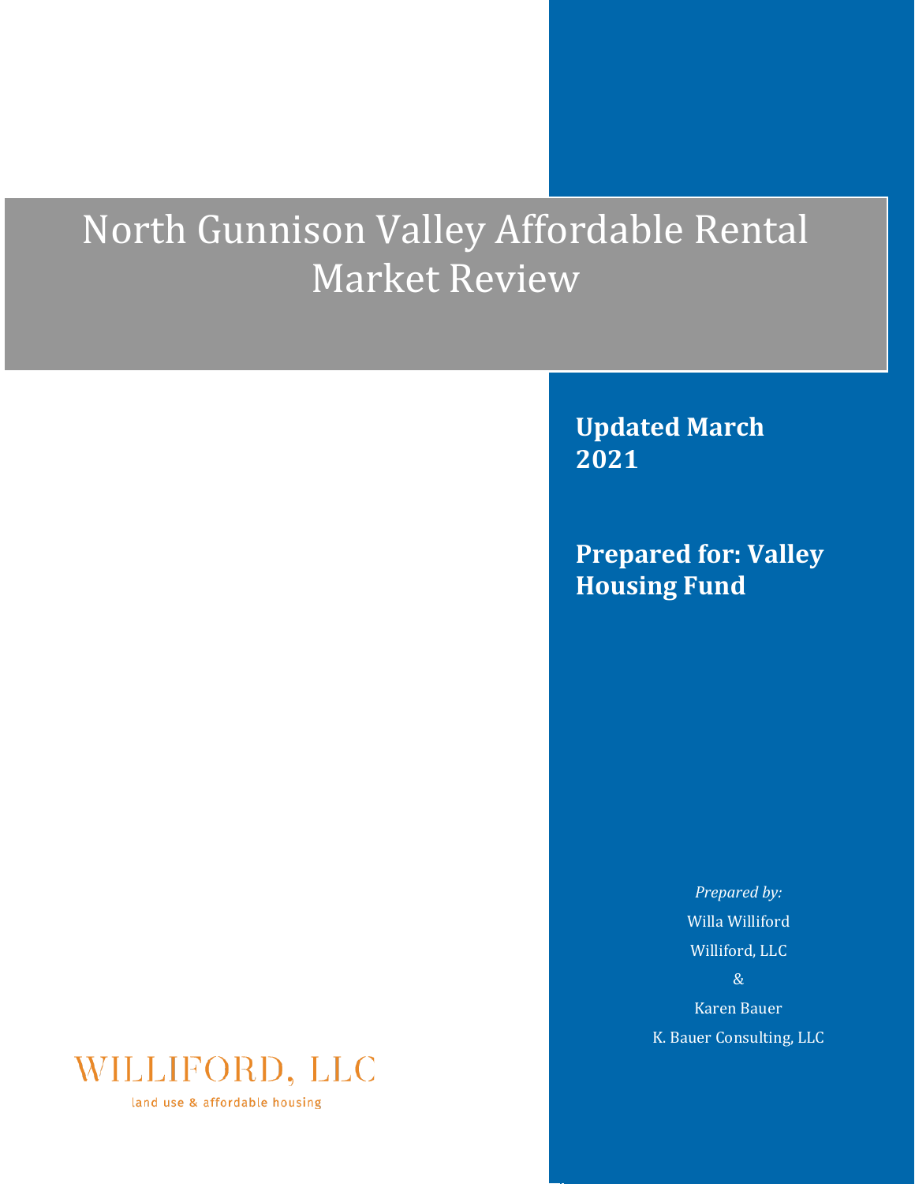# North Gunnison Valley Affordable Rental Market Review

**Updated March 2021**

**Prepared for: Valley Housing Fund**

*Prepared by:*

Willa Williford

Williford, LLC

&

Karen Bauer

K. Bauer Consulting, LLC

WILLIFORD, LLC

land use & affordable housing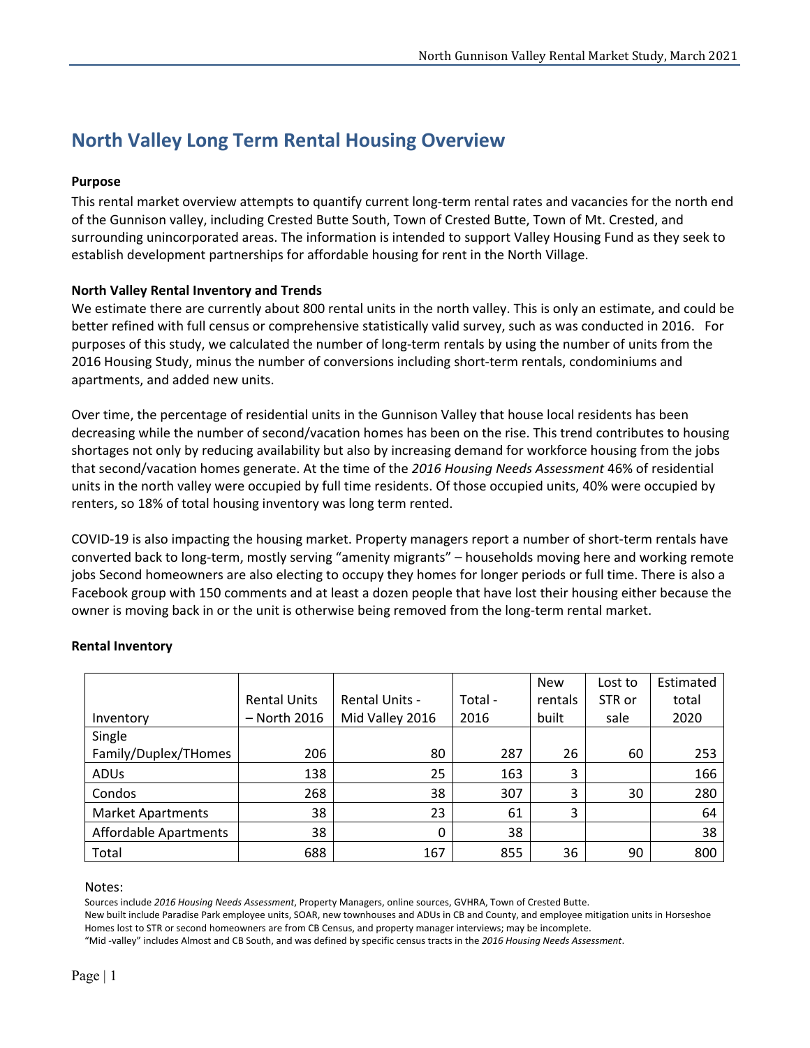# North Valley Long Term Rental Housing Overview

**Purpose**

This rental market overview attempts to quantify current long-term rental rates and vacancies for the north end of the Gunnison valley, including Crested Butte South, Town of Crested Butte, Town of Mt. Crested, and surrounding unincorporated areas. The information is intended to support Valley Housing Fund as they seek to establish development partnerships for affordable housing for rent in the North Village.

**North Valley Rental Inventory and Trends**

We estimate there are currently about 800 rental units in the north valley. This is only an estimate, and could be better refined with full census or comprehensive statistically valid survey, such as was conducted in 2016. For purposes of this study, we calculated the number of long-term rentals by using the number of units from the 2016 Housing Study, minus the number of conversions including short-term rentals, condominiums and apartments, and added new units.

Over time, the percentage of residential units in the Gunnison Valley that house local residents has been decreasing while the number of second/vacation homes has been on the rise. This trend contributes to housing shortages not only by reducing availability but also by increasing demand for workforce housing from the jobs that second/vacation homes generate. At the time of the *2016 Housing Needs Assessment* 46% of residential units in the north valley were occupied by full time residents. Of those occupied units, 40% were occupied by renters, so 18% of total housing inventory was long term rented.

COVID-19 is also impacting the housing market. Property managers report a number of short-term rentals have converted back to long-term, mostly serving "amenity migrants" – households moving here and working remote jobs Second homeowners are also electing to occupy they homes for longer periods or full time. There is also a Facebook group with 150 comments and at least a dozen people that have lost their housing either because the owner is moving back in or the unit is otherwise being removed from the long-term rental market.

**Rental Inventory**

| Inventory | Rental Units – North 2016 | Rental Units - Mid Valley 2016 | Total - 2016 | New rentals built | Lost to STR or sale | Estimated total 2020 |
|---|---|---|---|---|---|---|
| Single Family/Duplex/THomes | 206 | 80 | 287 | 26 | 60 | 253 |
| ADUs | 138 | 25 | 163 | 3 | | 166 |
| Condos | 268 | 38 | 307 | 3 | 30 | 280 |
| Market Apartments | 38 | 23 | 61 | 3 | | 64 |
| Affordable Apartments | 38 | 0 | 38 | | | 38 |
| Total | 688 | 167 | 855 | 36 | 90 | 800 |

Notes:

Sources include *2016 Housing Needs Assessment*, Property Managers, online sources, GVHRA, Town of Crested Butte.

New built include Paradise Park employee units, SOAR, new townhouses and ADUs in CB and County, and employee mitigation units in Horseshoe

Homes lost to STR or second homeowners are from CB Census, and property manager interviews; may be incomplete.

"Mid -valley" includes Almost and CB South, and was defined by specific census tracts in the *2016 Housing Needs Assessment*.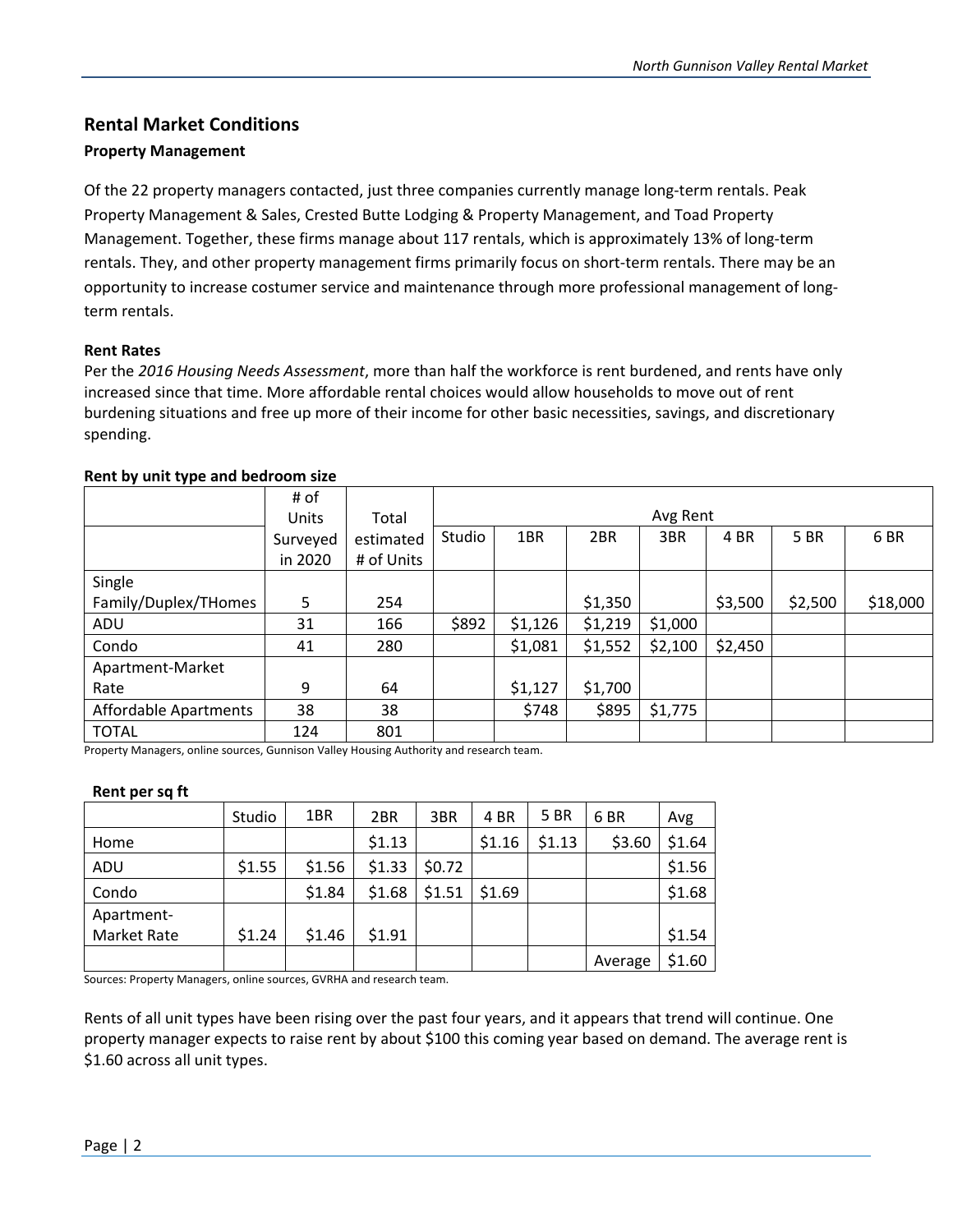## Rental Market Conditions

### Property Management

Of the 22 property managers contacted, just three companies currently manage long-term rentals. Peak Property Management & Sales, Crested Butte Lodging & Property Management, and Toad Property Management. Together, these firms manage about 117 rentals, which is approximately 13% of long-term rentals. They, and other property management firms primarily focus on short-term rentals. There may be an opportunity to increase costumer service and maintenance through more professional management of long-term rentals.

### Rent Rates

Per the *2016 Housing Needs Assessment*, more than half the workforce is rent burdened, and rents have only increased since that time. More affordable rental choices would allow households to move out of rent burdening situations and free up more of their income for other basic necessities, savings, and discretionary spending.

**Rent by unit type and bedroom size**

| | # of Units Surveyed in 2020 | Total estimated # of Units | Avg Rent | | | | | | |
|---|---|---|---|---|---|---|---|---|---|
| | | | Studio | 1BR | 2BR | 3BR | 4 BR | 5 BR | 6 BR |
| Single Family/Duplex/THomes | 5 | 254 | | | $1,350 | | $3,500 | $2,500 | $18,000 |
| ADU | 31 | 166 | $892 | $1,126 | $1,219 | $1,000 | | | |
| Condo | 41 | 280 | | $1,081 | $1,552 | $2,100 | $2,450 | | |
| Apartment-Market Rate | 9 | 64 | | $1,127 | $1,700 | | | | |
| Affordable Apartments | 38 | 38 | | $748 | $895 | $1,775 | | | |
| TOTAL | 124 | 801 | | | | | | | |

Property Managers, online sources, Gunnison Valley Housing Authority and research team.

**Rent per sq ft**

| | Studio | 1BR | 2BR | 3BR | 4 BR | 5 BR | 6 BR | Avg |
|---|---|---|---|---|---|---|---|---|
| Home | | | $1.13 | | $1.16 | $1.13 | $3.60 | $1.64 |
| ADU | $1.55 | $1.56 | $1.33 | $0.72 | | | | $1.56 |
| Condo | | $1.84 | $1.68 | $1.51 | $1.69 | | | $1.68 |
| Apartment-Market Rate | $1.24 | $1.46 | $1.91 | | | | | $1.54 |
| | | | | | | | Average | $1.60 |

Sources: Property Managers, online sources, GVRHA and research team.

Rents of all unit types have been rising over the past four years, and it appears that trend will continue. One property manager expects to raise rent by about $100 this coming year based on demand. The average rent is $1.60 across all unit types.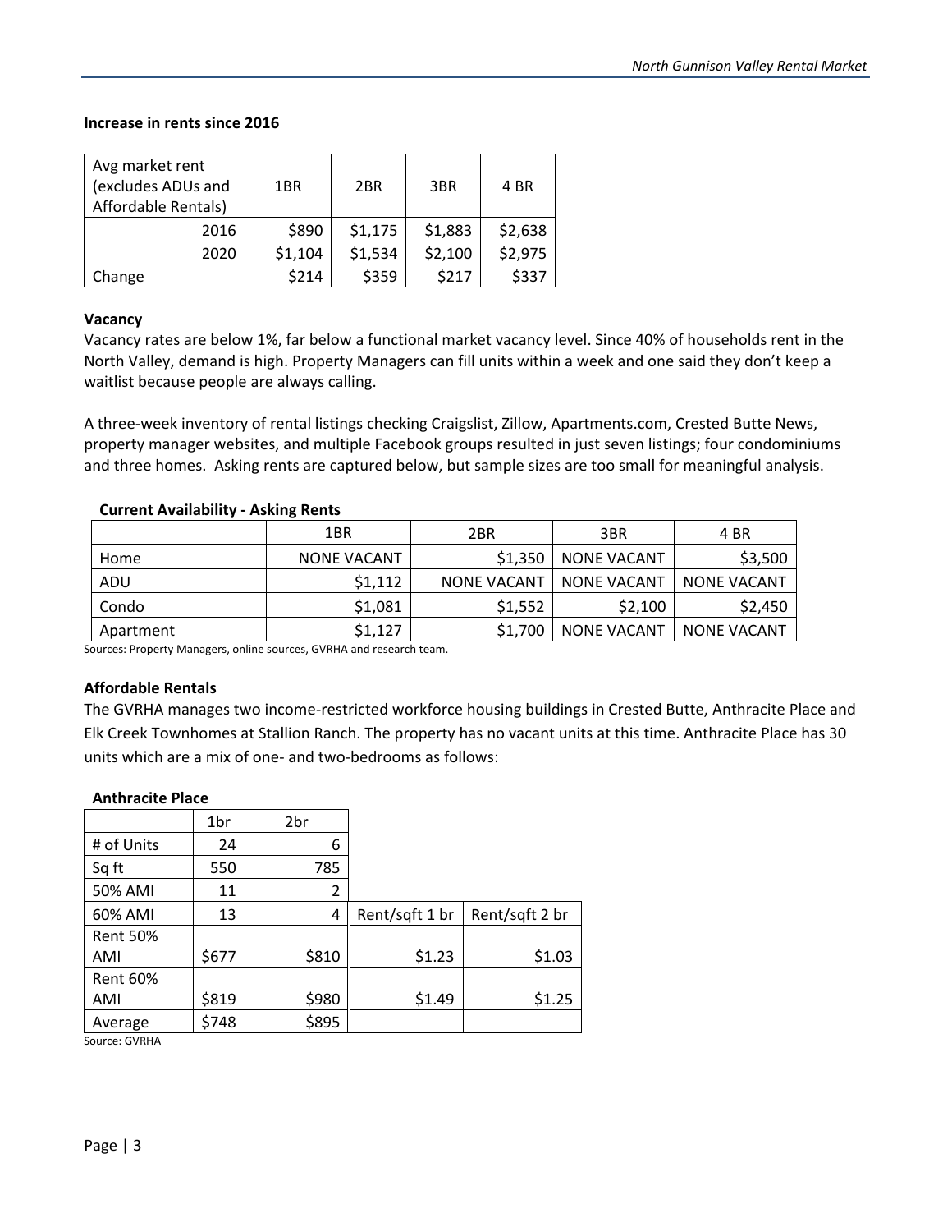**Increase in rents since 2016**

| Avg market rent (excludes ADUs and Affordable Rentals) | 1BR | 2BR | 3BR | 4 BR |
|---|---|---|---|---|
| 2016 | $890 | $1,175 | $1,883 | $2,638 |
| 2020 | $1,104 | $1,534 | $2,100 | $2,975 |
| Change | $214 | $359 | $217 | $337 |

**Vacancy**

Vacancy rates are below 1%, far below a functional market vacancy level. Since 40% of households rent in the North Valley, demand is high. Property Managers can fill units within a week and one said they don't keep a waitlist because people are always calling.

A three-week inventory of rental listings checking Craigslist, Zillow, Apartments.com, Crested Butte News, property manager websites, and multiple Facebook groups resulted in just seven listings; four condominiums and three homes. Asking rents are captured below, but sample sizes are too small for meaningful analysis.

**Current Availability - Asking Rents**

| | 1BR | 2BR | 3BR | 4 BR |
|---|---|---|---|---|
| Home | NONE VACANT | $1,350 | NONE VACANT | $3,500 |
| ADU | $1,112 | NONE VACANT | NONE VACANT | NONE VACANT |
| Condo | $1,081 | $1,552 | $2,100 | $2,450 |
| Apartment | $1,127 | $1,700 | NONE VACANT | NONE VACANT |

Sources: Property Managers, online sources, GVRHA and research team.

**Affordable Rentals**

The GVRHA manages two income-restricted workforce housing buildings in Crested Butte, Anthracite Place and Elk Creek Townhomes at Stallion Ranch. The property has no vacant units at this time. Anthracite Place has 30 units which are a mix of one- and two-bedrooms as follows:

**Anthracite Place**

| | 1br | 2br | Rent/sqft 1 br | Rent/sqft 2 br |
|---|---|---|---|---|
| # of Units | 24 | 6 | | |
| Sq ft | 550 | 785 | | |
| 50% AMI | 11 | 2 | | |
| 60% AMI | 13 | 4 | | |
| Rent 50% AMI | $677 | $810 | $1.23 | $1.03 |
| Rent 60% AMI | $819 | $980 | $1.49 | $1.25 |
| Average | $748 | $895 | | |

Source: GVRHA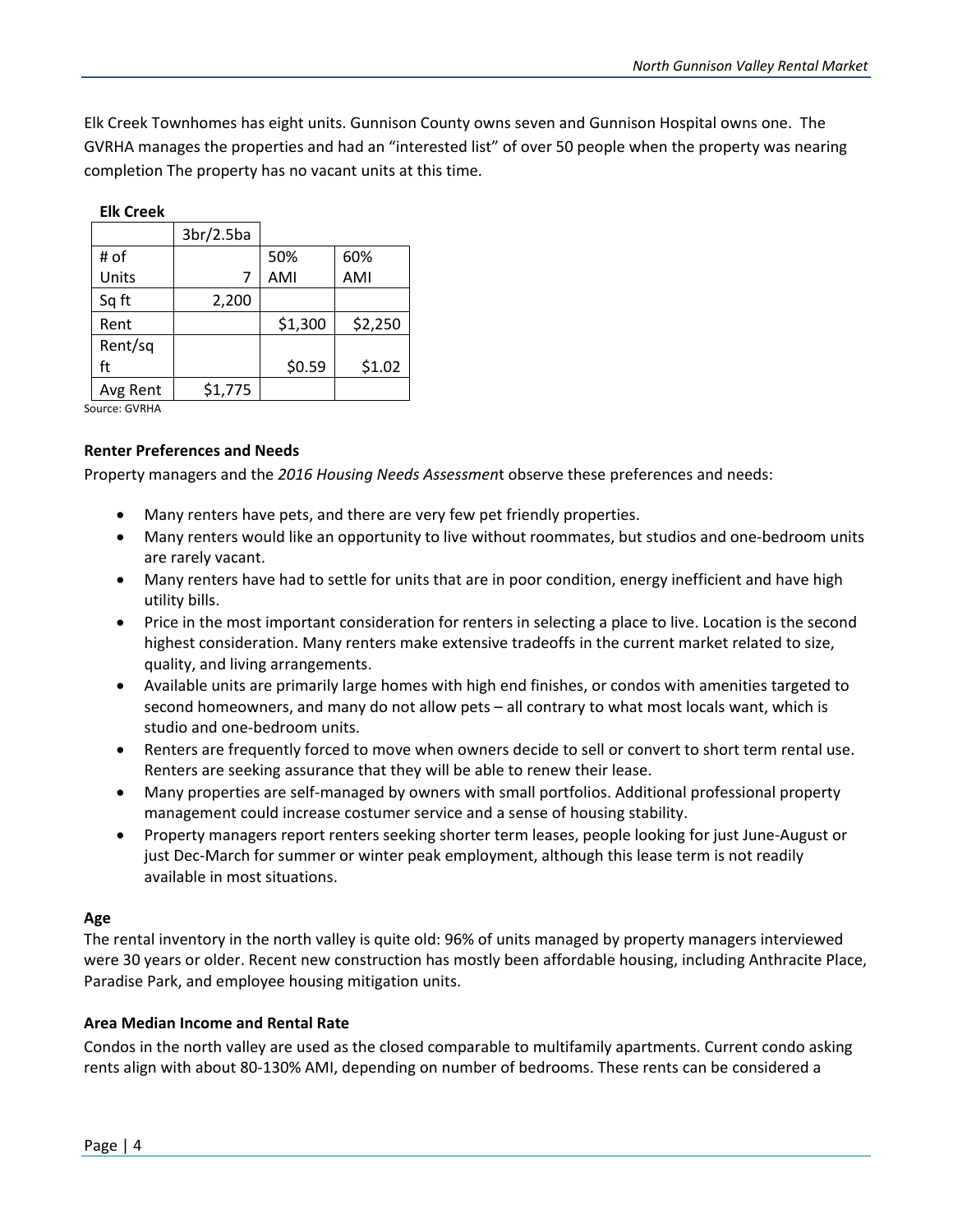Elk Creek Townhomes has eight units. Gunnison County owns seven and Gunnison Hospital owns one. The GVRHA manages the properties and had an "interested list" of over 50 people when the property was nearing completion The property has no vacant units at this time.

**Elk Creek**

| | 3br/2.5ba | | |
|---|---|---|---|
| # of Units | 7 | 50% AMI | 60% AMI |
| Sq ft | 2,200 | | |
| Rent | | $1,300 | $2,250 |
| Rent/sq ft | | $0.59 | $1.02 |
| Avg Rent | $1,775 | | |

Source: GVRHA

**Renter Preferences and Needs**

Property managers and the *2016 Housing Needs Assessmen*t observe these preferences and needs:

- Many renters have pets, and there are very few pet friendly properties.
- Many renters would like an opportunity to live without roommates, but studios and one-bedroom units are rarely vacant.
- Many renters have had to settle for units that are in poor condition, energy inefficient and have high utility bills.
- Price in the most important consideration for renters in selecting a place to live. Location is the second highest consideration. Many renters make extensive tradeoffs in the current market related to size, quality, and living arrangements.
- Available units are primarily large homes with high end finishes, or condos with amenities targeted to second homeowners, and many do not allow pets – all contrary to what most locals want, which is studio and one-bedroom units.
- Renters are frequently forced to move when owners decide to sell or convert to short term rental use. Renters are seeking assurance that they will be able to renew their lease.
- Many properties are self-managed by owners with small portfolios. Additional professional property management could increase costumer service and a sense of housing stability.
- Property managers report renters seeking shorter term leases, people looking for just June-August or just Dec-March for summer or winter peak employment, although this lease term is not readily available in most situations.

**Age**

The rental inventory in the north valley is quite old: 96% of units managed by property managers interviewed were 30 years or older. Recent new construction has mostly been affordable housing, including Anthracite Place, Paradise Park, and employee housing mitigation units.

**Area Median Income and Rental Rate**

Condos in the north valley are used as the closed comparable to multifamily apartments. Current condo asking rents align with about 80-130% AMI, depending on number of bedrooms. These rents can be considered a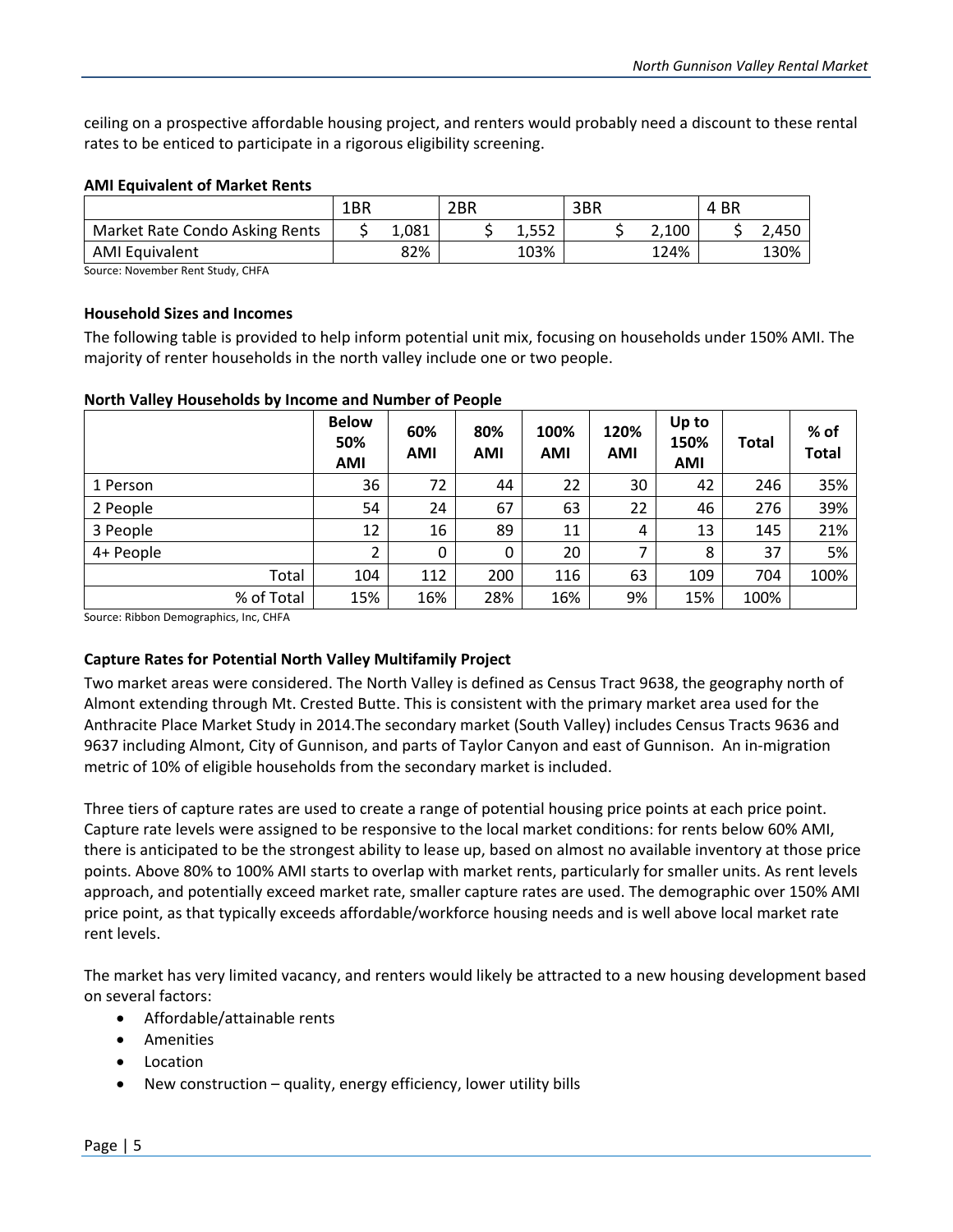ceiling on a prospective affordable housing project, and renters would probably need a discount to these rental rates to be enticed to participate in a rigorous eligibility screening.

**AMI Equivalent of Market Rents**

| | 1BR | 2BR | 3BR | 4 BR |
|---|---|---|---|---|
| Market Rate Condo Asking Rents | $ 1,081 | $ 1,552 | $ 2,100 | $ 2,450 |
| AMI Equivalent | 82% | 103% | 124% | 130% |

Source: November Rent Study, CHFA

**Household Sizes and Incomes**

The following table is provided to help inform potential unit mix, focusing on households under 150% AMI. The majority of renter households in the north valley include one or two people.

**North Valley Households by Income and Number of People**

| | Below 50% AMI | 60% AMI | 80% AMI | 100% AMI | 120% AMI | Up to 150% AMI | Total | % of Total |
|---|---|---|---|---|---|---|---|---|
| 1 Person | 36 | 72 | 44 | 22 | 30 | 42 | 246 | 35% |
| 2 People | 54 | 24 | 67 | 63 | 22 | 46 | 276 | 39% |
| 3 People | 12 | 16 | 89 | 11 | 4 | 13 | 145 | 21% |
| 4+ People | 2 | 0 | 0 | 20 | 7 | 8 | 37 | 5% |
| Total | 104 | 112 | 200 | 116 | 63 | 109 | 704 | 100% |
| % of Total | 15% | 16% | 28% | 16% | 9% | 15% | 100% | |

Source: Ribbon Demographics, Inc, CHFA

**Capture Rates for Potential North Valley Multifamily Project**

Two market areas were considered. The North Valley is defined as Census Tract 9638, the geography north of Almont extending through Mt. Crested Butte. This is consistent with the primary market area used for the Anthracite Place Market Study in 2014.The secondary market (South Valley) includes Census Tracts 9636 and 9637 including Almont, City of Gunnison, and parts of Taylor Canyon and east of Gunnison. An in-migration metric of 10% of eligible households from the secondary market is included.

Three tiers of capture rates are used to create a range of potential housing price points at each price point. Capture rate levels were assigned to be responsive to the local market conditions: for rents below 60% AMI, there is anticipated to be the strongest ability to lease up, based on almost no available inventory at those price points. Above 80% to 100% AMI starts to overlap with market rents, particularly for smaller units. As rent levels approach, and potentially exceed market rate, smaller capture rates are used. The demographic over 150% AMI price point, as that typically exceeds affordable/workforce housing needs and is well above local market rate rent levels.

The market has very limited vacancy, and renters would likely be attracted to a new housing development based on several factors:

- Affordable/attainable rents
- Amenities
- Location
- New construction – quality, energy efficiency, lower utility bills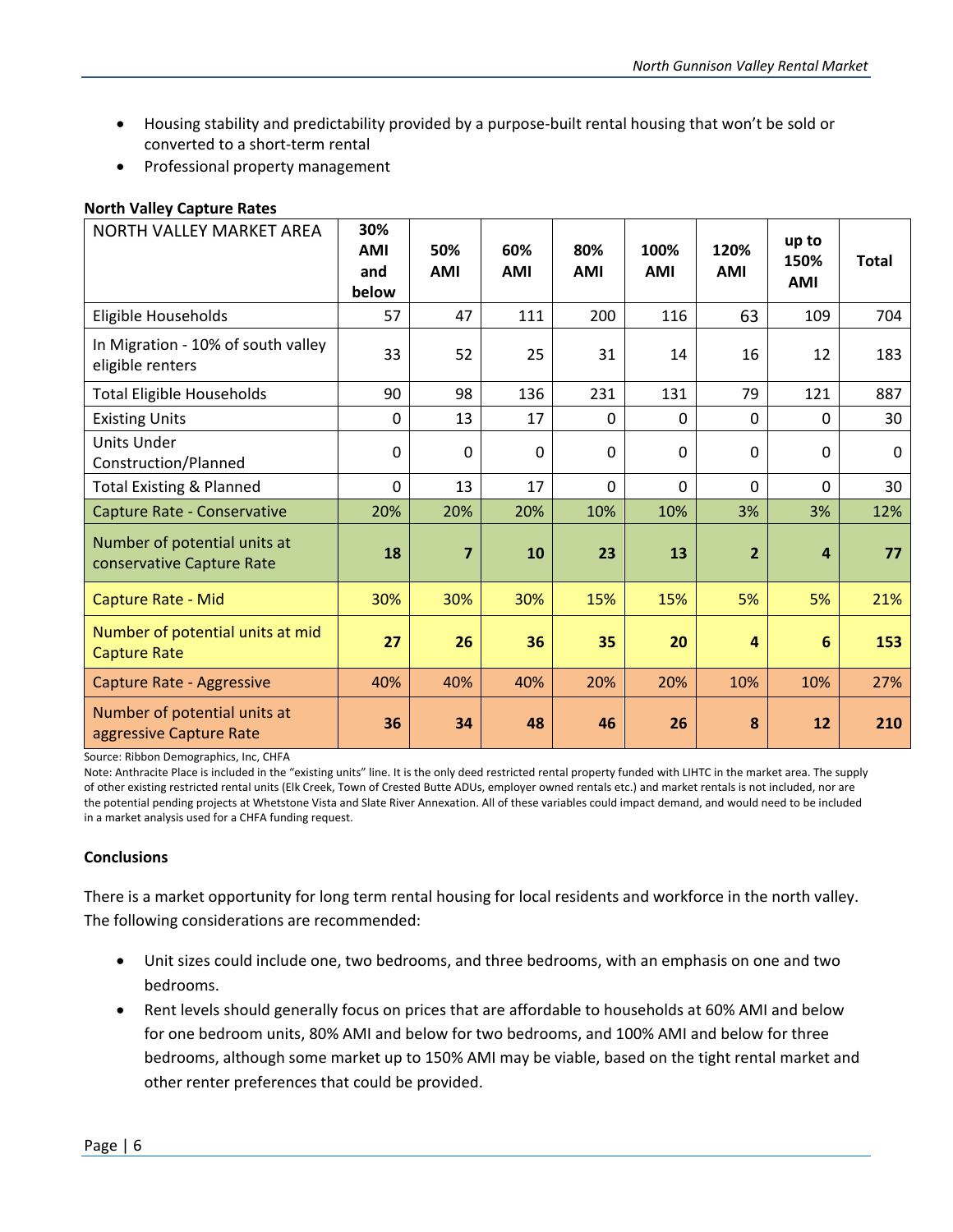- Housing stability and predictability provided by a purpose-built rental housing that won't be sold or converted to a short-term rental
- Professional property management

**North Valley Capture Rates**

| NORTH VALLEY MARKET AREA | 30% AMI and below | 50% AMI | 60% AMI | 80% AMI | 100% AMI | 120% AMI | up to 150% AMI | Total |
|---|---|---|---|---|---|---|---|---|
| Eligible Households | 57 | 47 | 111 | 200 | 116 | 63 | 109 | 704 |
| In Migration - 10% of south valley eligible renters | 33 | 52 | 25 | 31 | 14 | 16 | 12 | 183 |
| Total Eligible Households | 90 | 98 | 136 | 231 | 131 | 79 | 121 | 887 |
| Existing Units | 0 | 13 | 17 | 0 | 0 | 0 | 0 | 30 |
| Units Under Construction/Planned | 0 | 0 | 0 | 0 | 0 | 0 | 0 | 0 |
| Total Existing & Planned | 0 | 13 | 17 | 0 | 0 | 0 | 0 | 30 |
| Capture Rate - Conservative | 20% | 20% | 20% | 10% | 10% | 3% | 3% | 12% |
| Number of potential units at conservative Capture Rate | **18** | **7** | **10** | **23** | **13** | **2** | **4** | **77** |
| Capture Rate - Mid | 30% | 30% | 30% | 15% | 15% | 5% | 5% | 21% |
| Number of potential units at mid Capture Rate | **27** | **26** | **36** | **35** | **20** | **4** | **6** | **153** |
| Capture Rate - Aggressive | 40% | 40% | 40% | 20% | 20% | 10% | 10% | 27% |
| Number of potential units at aggressive Capture Rate | **36** | **34** | **48** | **46** | **26** | **8** | **12** | **210** |

Source: Ribbon Demographics, Inc, CHFA

Note: Anthracite Place is included in the "existing units" line. It is the only deed restricted rental property funded with LIHTC in the market area. The supply of other existing restricted rental units (Elk Creek, Town of Crested Butte ADUs, employer owned rentals etc.) and market rentals is not included, nor are the potential pending projects at Whetstone Vista and Slate River Annexation. All of these variables could impact demand, and would need to be included in a market analysis used for a CHFA funding request.

**Conclusions**

There is a market opportunity for long term rental housing for local residents and workforce in the north valley. The following considerations are recommended:

- Unit sizes could include one, two bedrooms, and three bedrooms, with an emphasis on one and two bedrooms.
- Rent levels should generally focus on prices that are affordable to households at 60% AMI and below for one bedroom units, 80% AMI and below for two bedrooms, and 100% AMI and below for three bedrooms, although some market up to 150% AMI may be viable, based on the tight rental market and other renter preferences that could be provided.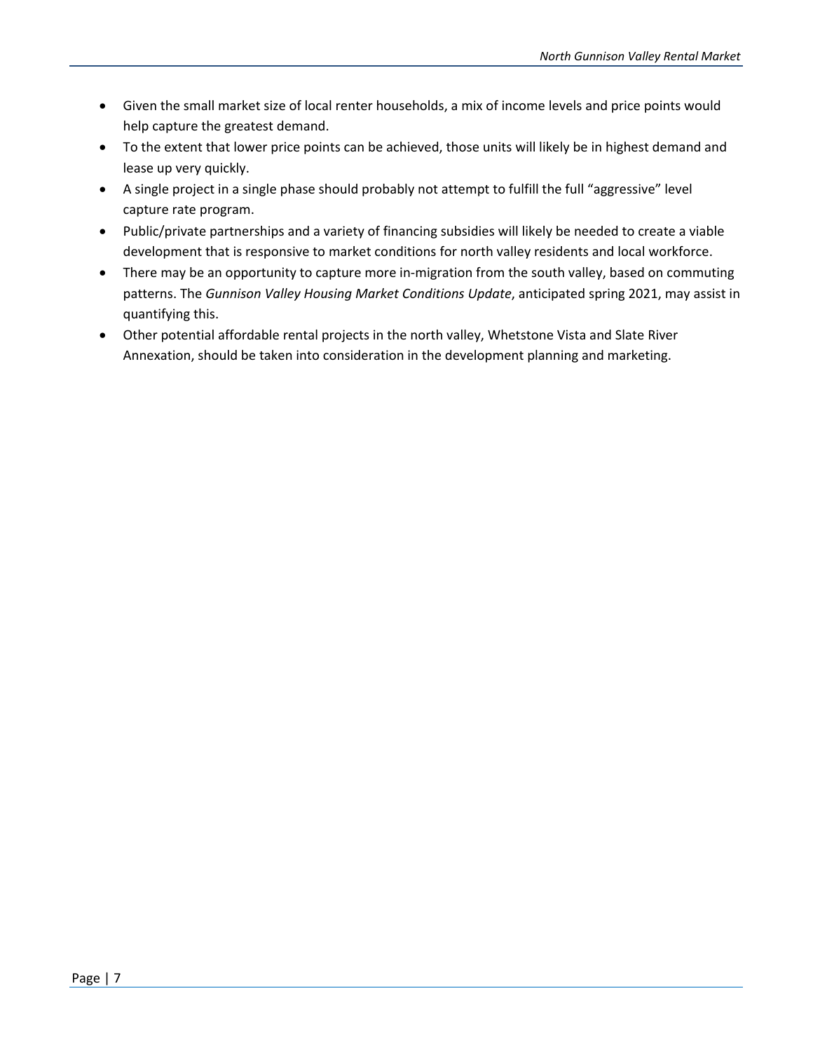- Given the small market size of local renter households, a mix of income levels and price points would help capture the greatest demand.
- To the extent that lower price points can be achieved, those units will likely be in highest demand and lease up very quickly.
- A single project in a single phase should probably not attempt to fulfill the full "aggressive" level capture rate program.
- Public/private partnerships and a variety of financing subsidies will likely be needed to create a viable development that is responsive to market conditions for north valley residents and local workforce.
- There may be an opportunity to capture more in-migration from the south valley, based on commuting patterns. The *Gunnison Valley Housing Market Conditions Update*, anticipated spring 2021, may assist in quantifying this.
- Other potential affordable rental projects in the north valley, Whetstone Vista and Slate River Annexation, should be taken into consideration in the development planning and marketing.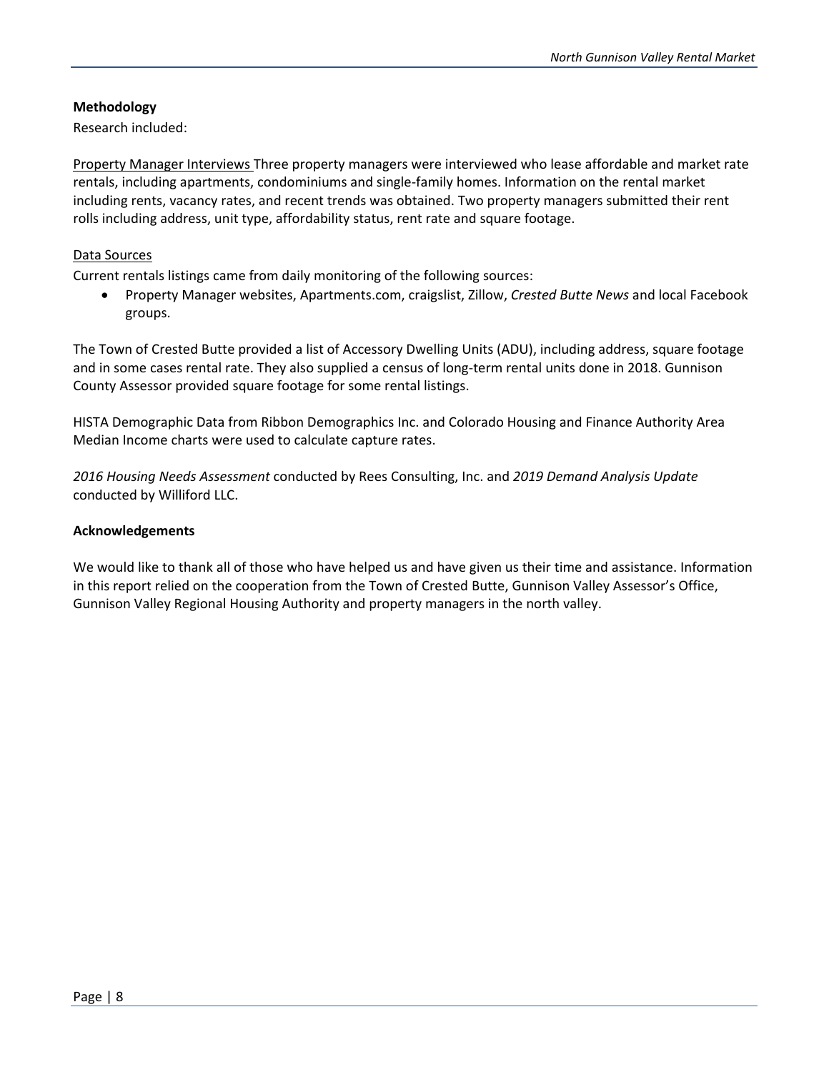**Methodology**

Research included:

Property Manager Interviews Three property managers were interviewed who lease affordable and market rate rentals, including apartments, condominiums and single-family homes. Information on the rental market including rents, vacancy rates, and recent trends was obtained. Two property managers submitted their rent rolls including address, unit type, affordability status, rent rate and square footage.

Data Sources

Current rentals listings came from daily monitoring of the following sources:

- Property Manager websites, Apartments.com, craigslist, Zillow, *Crested Butte News* and local Facebook groups.

The Town of Crested Butte provided a list of Accessory Dwelling Units (ADU), including address, square footage and in some cases rental rate. They also supplied a census of long-term rental units done in 2018. Gunnison County Assessor provided square footage for some rental listings.

HISTA Demographic Data from Ribbon Demographics Inc. and Colorado Housing and Finance Authority Area Median Income charts were used to calculate capture rates.

*2016 Housing Needs Assessment* conducted by Rees Consulting, Inc. and *2019 Demand Analysis Update* conducted by Williford LLC.

**Acknowledgements**

We would like to thank all of those who have helped us and have given us their time and assistance. Information in this report relied on the cooperation from the Town of Crested Butte, Gunnison Valley Assessor's Office, Gunnison Valley Regional Housing Authority and property managers in the north valley.